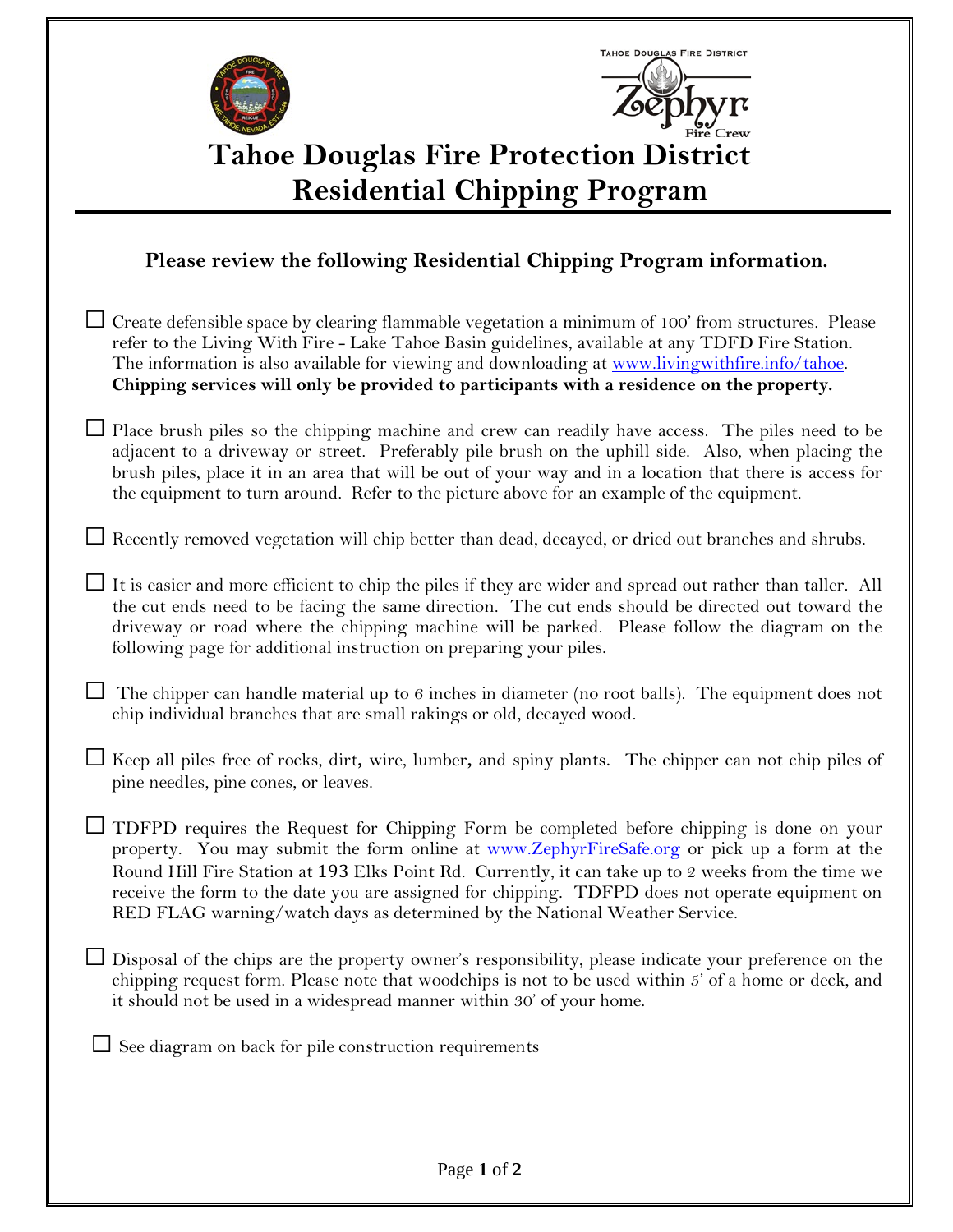# Tahoe Douglas Fire Protection District
# Residential Chipping Program

**Please review the following Residential Chipping Program information.**

- ☐ Create defensible space by clearing flammable vegetation a minimum of 100' from structures. Please refer to the Living With Fire - Lake Tahoe Basin guidelines, available at any TDFD Fire Station. The information is also available for viewing and downloading at www.livingwithfire.info/tahoe. **Chipping services will only be provided to participants with a residence on the property.**

- ☐ Place brush piles so the chipping machine and crew can readily have access. The piles need to be adjacent to a driveway or street. Preferably pile brush on the uphill side. Also, when placing the brush piles, place it in an area that will be out of your way and in a location that there is access for the equipment to turn around. Refer to the picture above for an example of the equipment.

- ☐ Recently removed vegetation will chip better than dead, decayed, or dried out branches and shrubs.

- ☐ It is easier and more efficient to chip the piles if they are wider and spread out rather than taller. All the cut ends need to be facing the same direction. The cut ends should be directed out toward the driveway or road where the chipping machine will be parked. Please follow the diagram on the following page for additional instruction on preparing your piles.

- ☐ The chipper can handle material up to 6 inches in diameter (no root balls). The equipment does not chip individual branches that are small rakings or old, decayed wood.

- ☐ Keep all piles free of rocks, dirt, wire, lumber, and spiny plants. The chipper can not chip piles of pine needles, pine cones, or leaves.

- ☐ TDFPD requires the Request for Chipping Form be completed before chipping is done on your property. You may submit the form online at www.ZephyrFireSafe.org or pick up a form at the Round Hill Fire Station at 193 Elks Point Rd. Currently, it can take up to 2 weeks from the time we receive the form to the date you are assigned for chipping. TDFPD does not operate equipment on RED FLAG warning/watch days as determined by the National Weather Service.

- ☐ Disposal of the chips are the property owner's responsibility, please indicate your preference on the chipping request form. Please note that woodchips is not to be used within 5' of a home or deck, and it should not be used in a widespread manner within 30' of your home.

- ☐ See diagram on back for pile construction requirements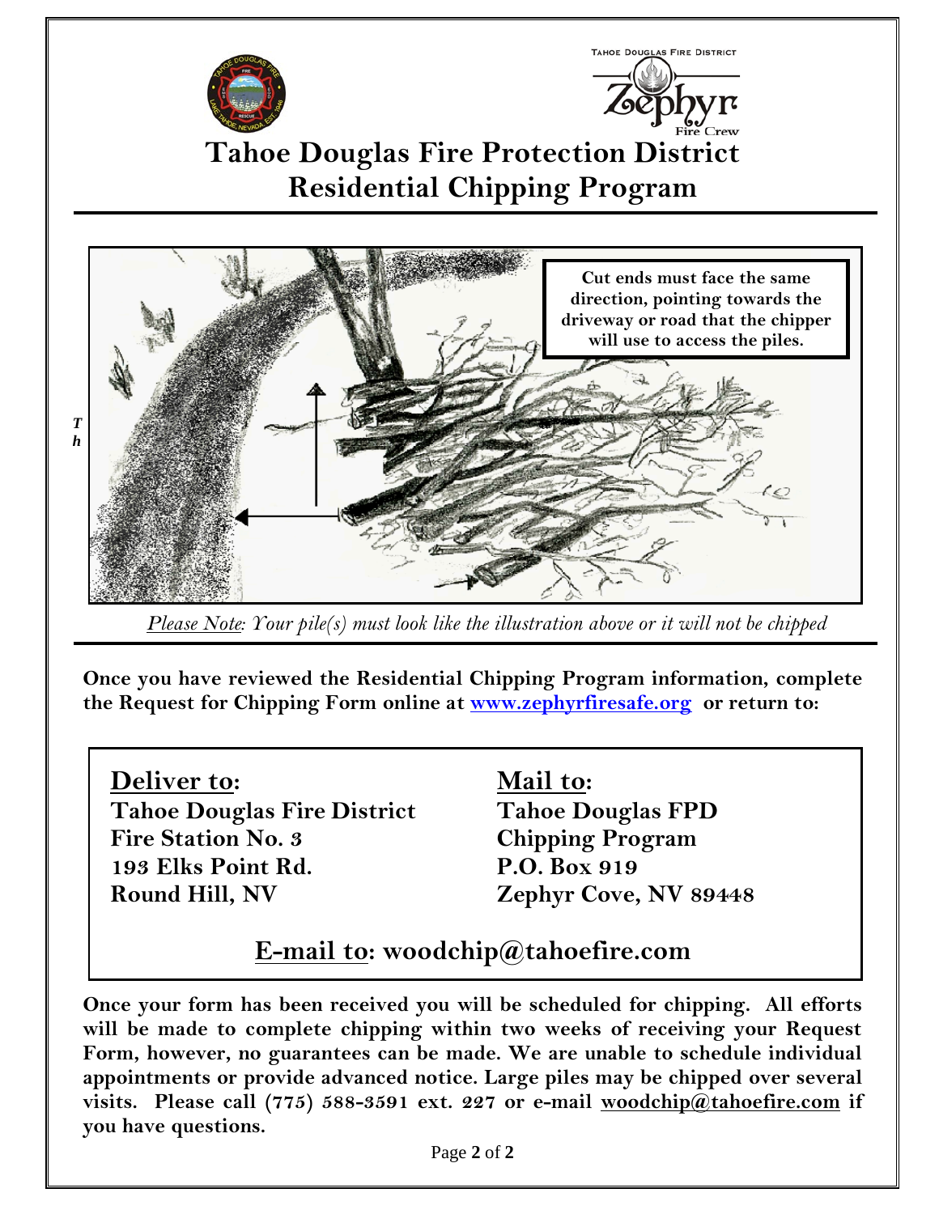# Tahoe Douglas Fire Protection District
# Residential Chipping Program

Cut ends must face the same direction, pointing towards the driveway or road that the chipper will use to access the piles.

*Please Note: Your pile(s) must look like the illustration above or it will not be chipped*

**Once you have reviewed the Residential Chipping Program information, complete the Request for Chipping Form online at [www.zephyrfiresafe.org](http://www.zephyrfiresafe.org) or return to:**

**Deliver to:**
**Tahoe Douglas Fire District**
**Fire Station No. 3**
**193 Elks Point Rd.**
**Round Hill, NV**

**Mail to:**
**Tahoe Douglas FPD**
**Chipping Program**
**P.O. Box 919**
**Zephyr Cove, NV 89448**

**E-mail to: woodchip@tahoefire.com**

**Once your form has been received you will be scheduled for chipping. All efforts will be made to complete chipping within two weeks of receiving your Request Form, however, no guarantees can be made. We are unable to schedule individual appointments or provide advanced notice. Large piles may be chipped over several visits. Please call (775) 588-3591 ext. 227 or e-mail woodchip@tahoefire.com if you have questions.**